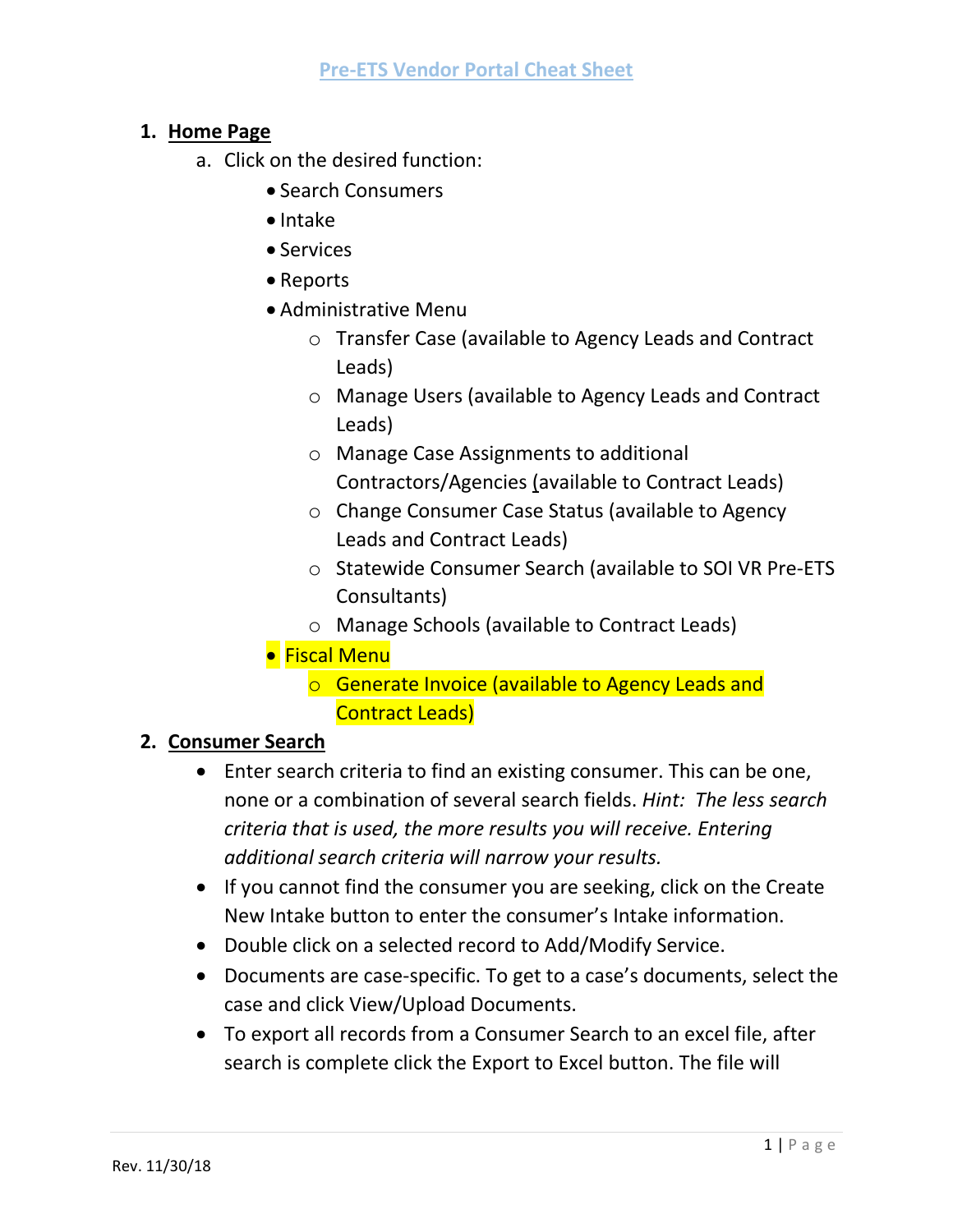# Pre-ETS Vendor Portal Cheat Sheet

1. **Home Page**
   a. Click on the desired function:
      - Search Consumers
      - Intake
      - Services
      - Reports
      - Administrative Menu
        - Transfer Case (available to Agency Leads and Contract Leads)
        - Manage Users (available to Agency Leads and Contract Leads)
        - Manage Case Assignments to additional Contractors/Agencies (available to Contract Leads)
        - Change Consumer Case Status (available to Agency Leads and Contract Leads)
        - Statewide Consumer Search (available to SOI VR Pre-ETS Consultants)
        - Manage Schools (available to Contract Leads)
      - Fiscal Menu
        - Generate Invoice (available to Agency Leads and Contract Leads)

2. **Consumer Search**
   - Enter search criteria to find an existing consumer. This can be one, none or a combination of several search fields. *Hint: The less search criteria that is used, the more results you will receive. Entering additional search criteria will narrow your results.*
   - If you cannot find the consumer you are seeking, click on the Create New Intake button to enter the consumer's Intake information.
   - Double click on a selected record to Add/Modify Service.
   - Documents are case-specific. To get to a case's documents, select the case and click View/Upload Documents.
   - To export all records from a Consumer Search to an excel file, after search is complete click the Export to Excel button. The file will

Rev. 11/30/18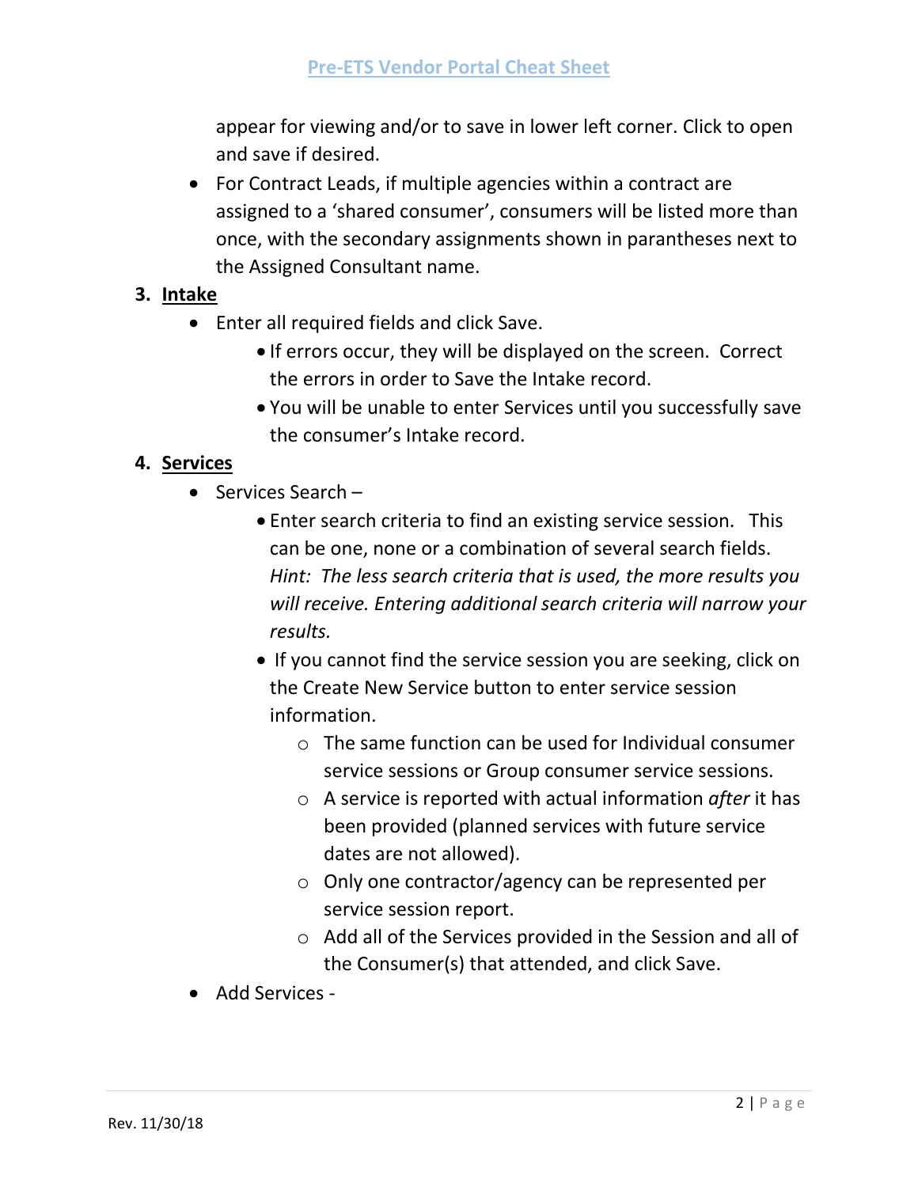appear for viewing and/or to save in lower left corner. Click to open and save if desired.

- For Contract Leads, if multiple agencies within a contract are assigned to a 'shared consumer', consumers will be listed more than once, with the secondary assignments shown in parantheses next to the Assigned Consultant name.

3. **Intake**
   - Enter all required fields and click Save.
     - If errors occur, they will be displayed on the screen. Correct the errors in order to Save the Intake record.
     - You will be unable to enter Services until you successfully save the consumer's Intake record.

4. **Services**
   - Services Search –
     - Enter search criteria to find an existing service session. This can be one, none or a combination of several search fields. *Hint: The less search criteria that is used, the more results you will receive. Entering additional search criteria will narrow your results.*
     - If you cannot find the service session you are seeking, click on the Create New Service button to enter service session information.
       - The same function can be used for Individual consumer service sessions or Group consumer service sessions.
       - A service is reported with actual information *after* it has been provided (planned services with future service dates are not allowed).
       - Only one contractor/agency can be represented per service session report.
       - Add all of the Services provided in the Session and all of the Consumer(s) that attended, and click Save.
   - Add Services -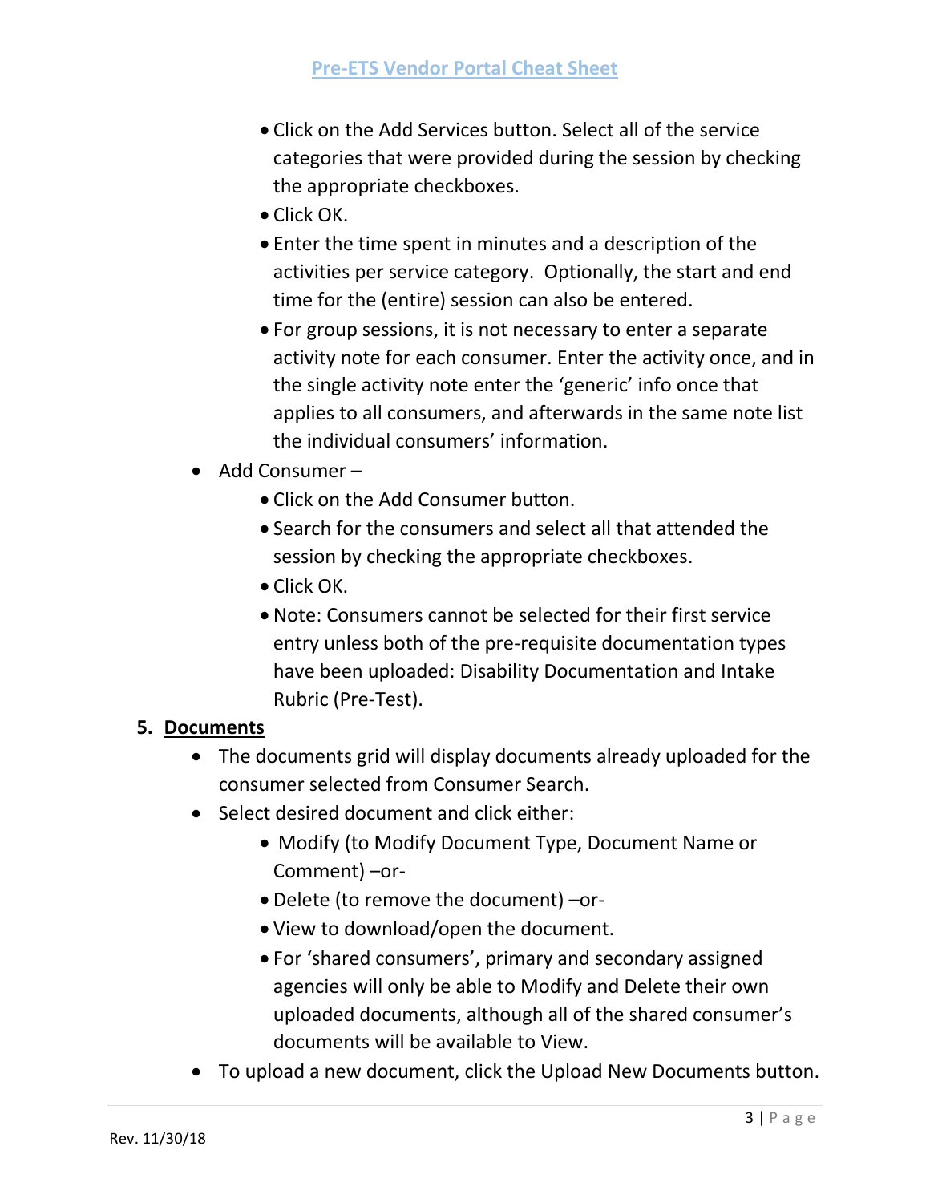- Click on the Add Services button. Select all of the service categories that were provided during the session by checking the appropriate checkboxes.
- Click OK.
- Enter the time spent in minutes and a description of the activities per service category. Optionally, the start and end time for the (entire) session can also be entered.
- For group sessions, it is not necessary to enter a separate activity note for each consumer. Enter the activity once, and in the single activity note enter the 'generic' info once that applies to all consumers, and afterwards in the same note list the individual consumers' information.

- Add Consumer –
  - Click on the Add Consumer button.
  - Search for the consumers and select all that attended the session by checking the appropriate checkboxes.
  - Click OK.
  - Note: Consumers cannot be selected for their first service entry unless both of the pre-requisite documentation types have been uploaded: Disability Documentation and Intake Rubric (Pre-Test).

**5. Documents**

- The documents grid will display documents already uploaded for the consumer selected from Consumer Search.
- Select desired document and click either:
  - Modify (to Modify Document Type, Document Name or Comment) –or-
  - Delete (to remove the document) –or-
  - View to download/open the document.
  - For 'shared consumers', primary and secondary assigned agencies will only be able to Modify and Delete their own uploaded documents, although all of the shared consumer's documents will be available to View.
- To upload a new document, click the Upload New Documents button.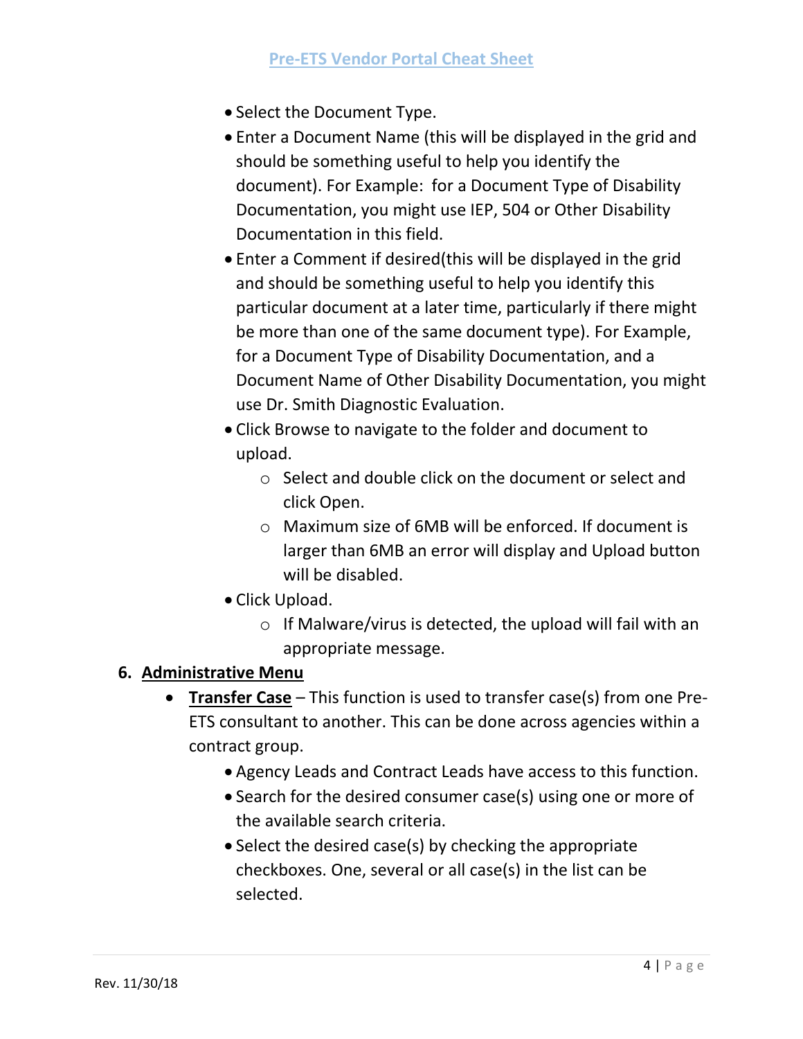- Select the Document Type.
- Enter a Document Name (this will be displayed in the grid and should be something useful to help you identify the document). For Example:  for a Document Type of Disability Documentation, you might use IEP, 504 or Other Disability Documentation in this field.
- Enter a Comment if desired(this will be displayed in the grid and should be something useful to help you identify this particular document at a later time, particularly if there might be more than one of the same document type). For Example, for a Document Type of Disability Documentation, and a Document Name of Other Disability Documentation, you might use Dr. Smith Diagnostic Evaluation.
- Click Browse to navigate to the folder and document to upload.
  - Select and double click on the document or select and click Open.
  - Maximum size of 6MB will be enforced. If document is larger than 6MB an error will display and Upload button will be disabled.
- Click Upload.
  - If Malware/virus is detected, the upload will fail with an appropriate message.

6. **Administrative Menu**
   - **Transfer Case** – This function is used to transfer case(s) from one Pre-ETS consultant to another. This can be done across agencies within a contract group.
     - Agency Leads and Contract Leads have access to this function.
     - Search for the desired consumer case(s) using one or more of the available search criteria.
     - Select the desired case(s) by checking the appropriate checkboxes. One, several or all case(s) in the list can be selected.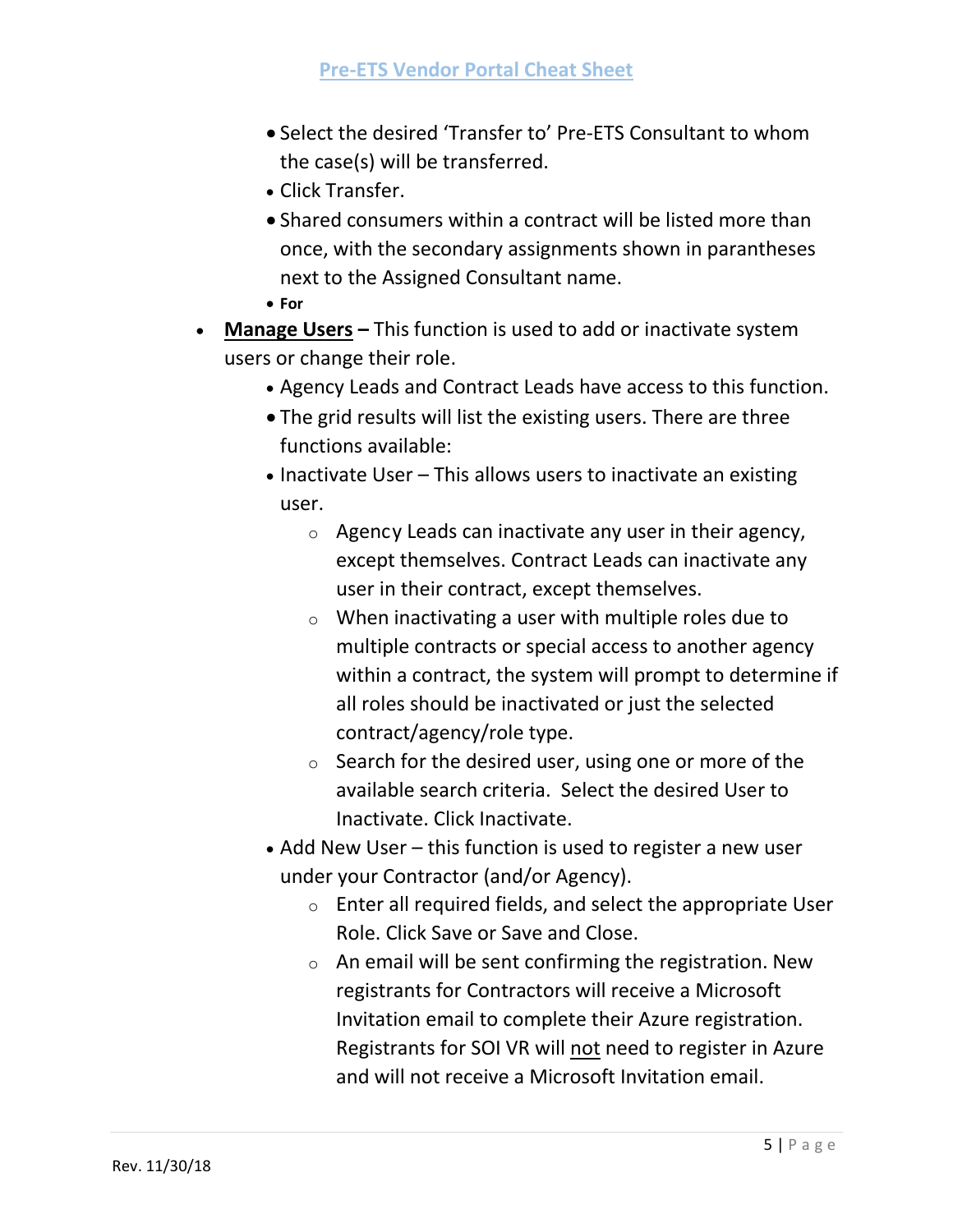- Select the desired 'Transfer to' Pre-ETS Consultant to whom the case(s) will be transferred.
  - Click Transfer.
  - Shared consumers within a contract will be listed more than once, with the secondary assignments shown in parantheses next to the Assigned Consultant name.
  - **For**
- **<u>Manage Users</u> –** This function is used to add or inactivate system users or change their role.
  - Agency Leads and Contract Leads have access to this function.
  - The grid results will list the existing users. There are three functions available:
  - Inactivate User – This allows users to inactivate an existing user.
    - Agency Leads can inactivate any user in their agency, except themselves. Contract Leads can inactivate any user in their contract, except themselves.
    - When inactivating a user with multiple roles due to multiple contracts or special access to another agency within a contract, the system will prompt to determine if all roles should be inactivated or just the selected contract/agency/role type.
    - Search for the desired user, using one or more of the available search criteria. Select the desired User to Inactivate. Click Inactivate.
  - Add New User – this function is used to register a new user under your Contractor (and/or Agency).
    - Enter all required fields, and select the appropriate User Role. Click Save or Save and Close.
    - An email will be sent confirming the registration. New registrants for Contractors will receive a Microsoft Invitation email to complete their Azure registration. Registrants for SOI VR will <u>not</u> need to register in Azure and will not receive a Microsoft Invitation email.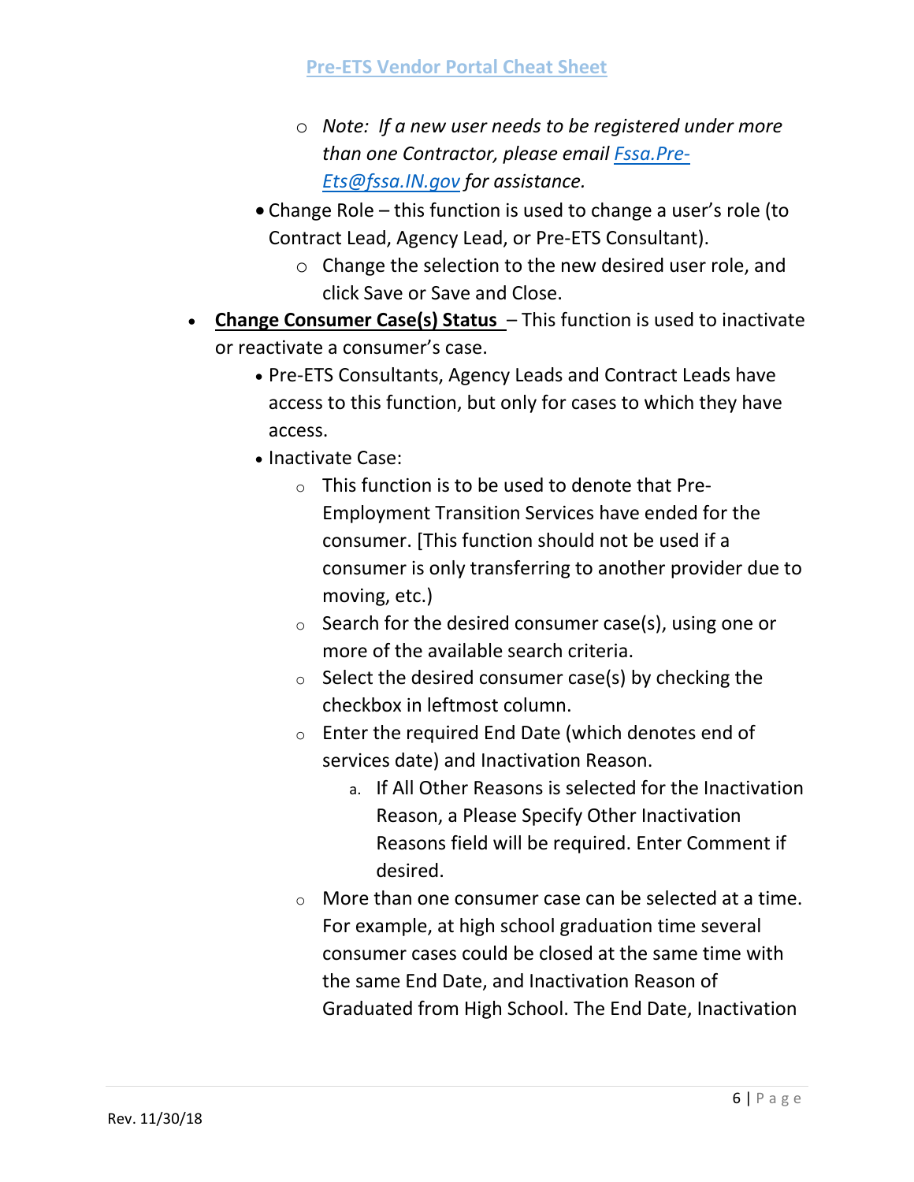- *Note: If a new user needs to be registered under more than one Contractor, please email [Fssa.Pre-Ets@fssa.IN.gov](mailto:Fssa.Pre-Ets@fssa.IN.gov) for assistance.*
  - Change Role – this function is used to change a user's role (to Contract Lead, Agency Lead, or Pre-ETS Consultant).
    - Change the selection to the new desired user role, and click Save or Save and Close.
- **Change Consumer Case(s) Status** – This function is used to inactivate or reactivate a consumer's case.
  - Pre-ETS Consultants, Agency Leads and Contract Leads have access to this function, but only for cases to which they have access.
  - Inactivate Case:
    - This function is to be used to denote that Pre-Employment Transition Services have ended for the consumer. [This function should not be used if a consumer is only transferring to another provider due to moving, etc.)
    - Search for the desired consumer case(s), using one or more of the available search criteria.
    - Select the desired consumer case(s) by checking the checkbox in leftmost column.
    - Enter the required End Date (which denotes end of services date) and Inactivation Reason.
      a. If All Other Reasons is selected for the Inactivation Reason, a Please Specify Other Inactivation Reasons field will be required. Enter Comment if desired.
    - More than one consumer case can be selected at a time. For example, at high school graduation time several consumer cases could be closed at the same time with the same End Date, and Inactivation Reason of Graduated from High School. The End Date, Inactivation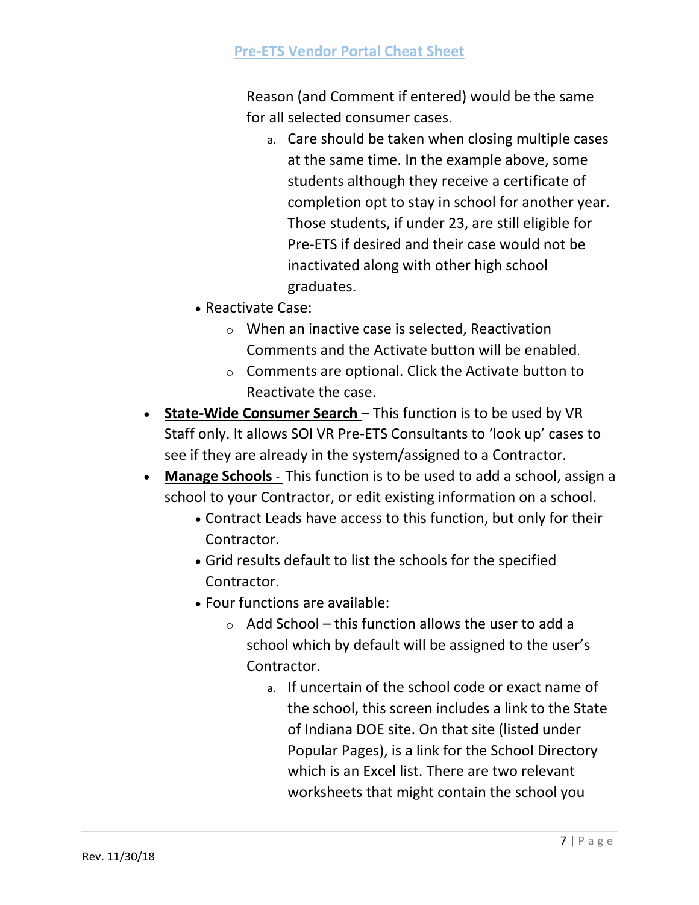Reason (and Comment if entered) would be the same for all selected consumer cases.

a. Care should be taken when closing multiple cases at the same time. In the example above, some students although they receive a certificate of completion opt to stay in school for another year. Those students, if under 23, are still eligible for Pre-ETS if desired and their case would not be inactivated along with other high school graduates.

- Reactivate Case:
  - When an inactive case is selected, Reactivation Comments and the Activate button will be enabled.
  - Comments are optional. Click the Activate button to Reactivate the case.

- **State-Wide Consumer Search** – This function is to be used by VR Staff only. It allows SOI VR Pre-ETS Consultants to 'look up' cases to see if they are already in the system/assigned to a Contractor.
- **Manage Schools** - This function is to be used to add a school, assign a school to your Contractor, or edit existing information on a school.
  - Contract Leads have access to this function, but only for their Contractor.
  - Grid results default to list the schools for the specified Contractor.
  - Four functions are available:
    - Add School – this function allows the user to add a school which by default will be assigned to the user's Contractor.

      a. If uncertain of the school code or exact name of the school, this screen includes a link to the State of Indiana DOE site. On that site (listed under Popular Pages), is a link for the School Directory which is an Excel list. There are two relevant worksheets that might contain the school you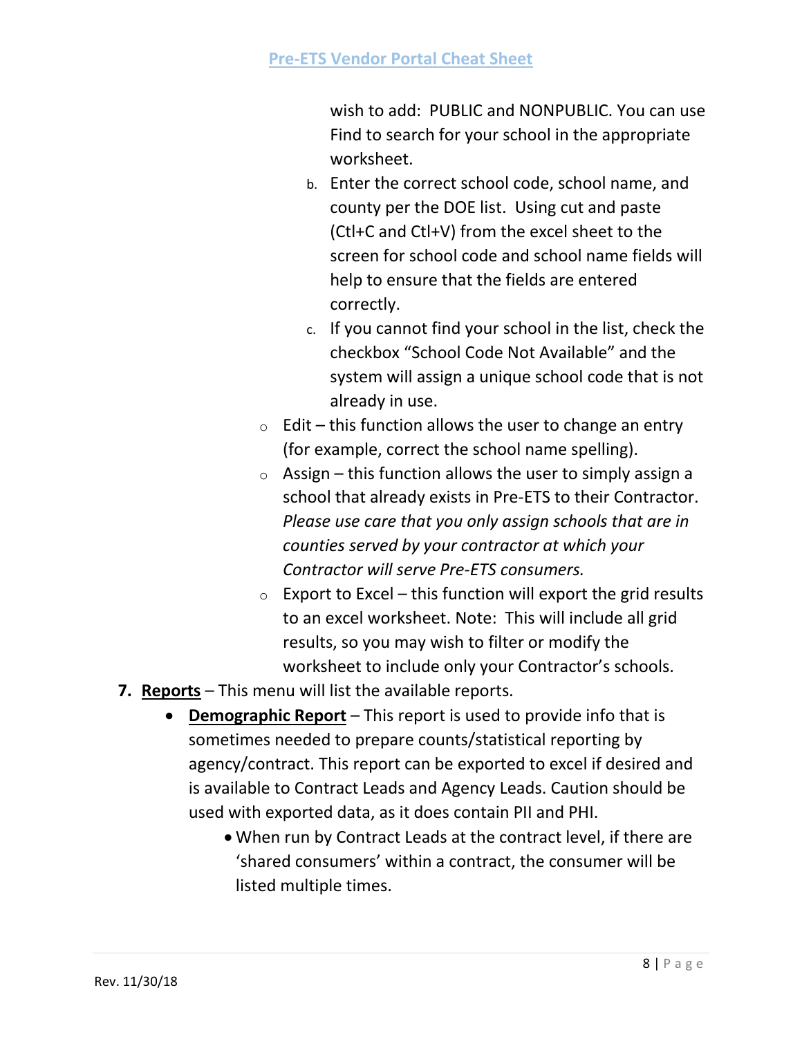wish to add: PUBLIC and NONPUBLIC. You can use Find to search for your school in the appropriate worksheet.

   b. Enter the correct school code, school name, and county per the DOE list. Using cut and paste (Ctl+C and Ctl+V) from the excel sheet to the screen for school code and school name fields will help to ensure that the fields are entered correctly.
   c. If you cannot find your school in the list, check the checkbox "School Code Not Available" and the system will assign a unique school code that is not already in use.

- Edit – this function allows the user to change an entry (for example, correct the school name spelling).
- Assign – this function allows the user to simply assign a school that already exists in Pre-ETS to their Contractor. *Please use care that you only assign schools that are in counties served by your contractor at which your Contractor will serve Pre-ETS consumers.*
- Export to Excel – this function will export the grid results to an excel worksheet. Note: This will include all grid results, so you may wish to filter or modify the worksheet to include only your Contractor's schools.

7. **Reports** – This menu will list the available reports.
   - **Demographic Report** – This report is used to provide info that is sometimes needed to prepare counts/statistical reporting by agency/contract. This report can be exported to excel if desired and is available to Contract Leads and Agency Leads. Caution should be used with exported data, as it does contain PII and PHI.
     - When run by Contract Leads at the contract level, if there are 'shared consumers' within a contract, the consumer will be listed multiple times.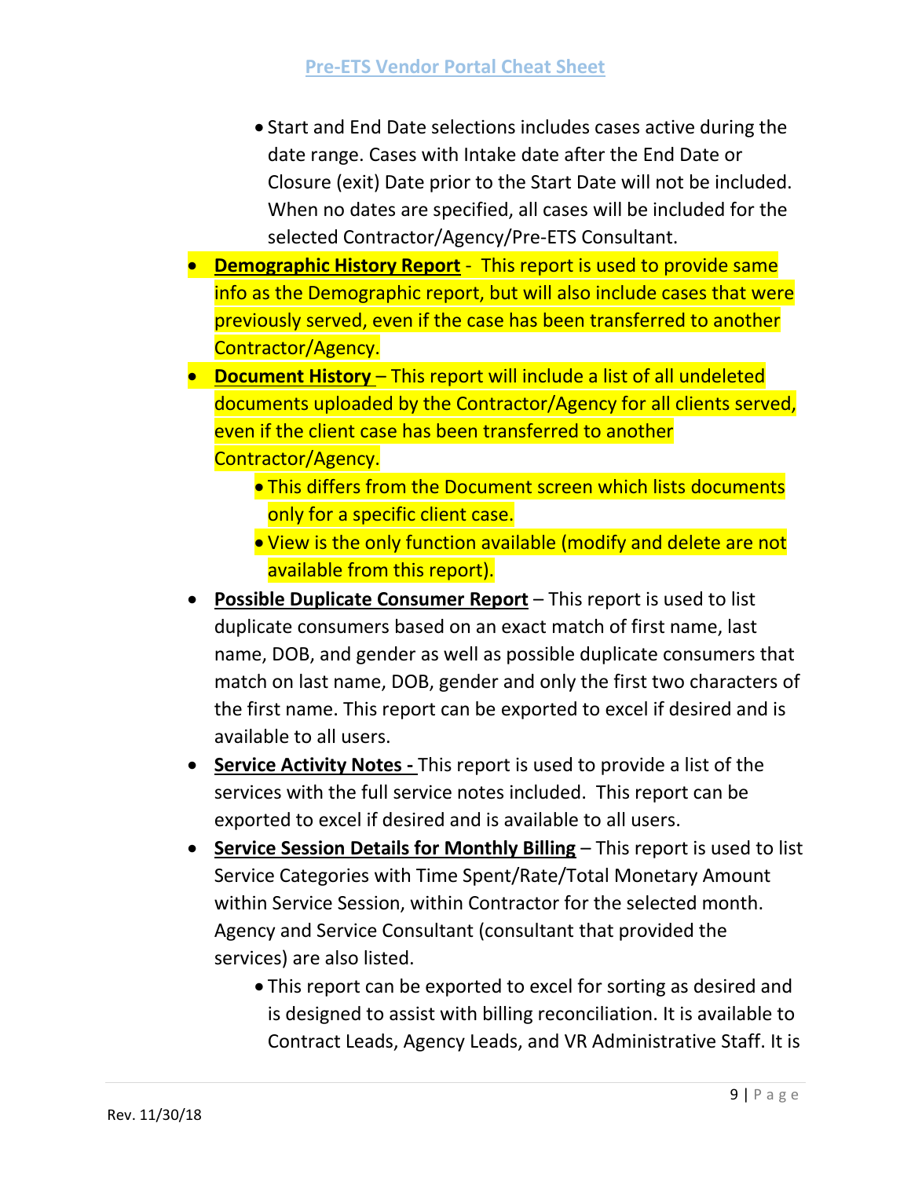- Start and End Date selections includes cases active during the date range. Cases with Intake date after the End Date or Closure (exit) Date prior to the Start Date will not be included. When no dates are specified, all cases will be included for the selected Contractor/Agency/Pre-ETS Consultant.
- **Demographic History Report** - This report is used to provide same info as the Demographic report, but will also include cases that were previously served, even if the case has been transferred to another Contractor/Agency.
- **Document History** – This report will include a list of all undeleted documents uploaded by the Contractor/Agency for all clients served, even if the client case has been transferred to another Contractor/Agency.
  - This differs from the Document screen which lists documents only for a specific client case.
  - View is the only function available (modify and delete are not available from this report).
- **Possible Duplicate Consumer Report** – This report is used to list duplicate consumers based on an exact match of first name, last name, DOB, and gender as well as possible duplicate consumers that match on last name, DOB, gender and only the first two characters of the first name. This report can be exported to excel if desired and is available to all users.
- **Service Activity Notes -** This report is used to provide a list of the services with the full service notes included. This report can be exported to excel if desired and is available to all users.
- **Service Session Details for Monthly Billing** – This report is used to list Service Categories with Time Spent/Rate/Total Monetary Amount within Service Session, within Contractor for the selected month. Agency and Service Consultant (consultant that provided the services) are also listed.
  - This report can be exported to excel for sorting as desired and is designed to assist with billing reconciliation. It is available to Contract Leads, Agency Leads, and VR Administrative Staff. It is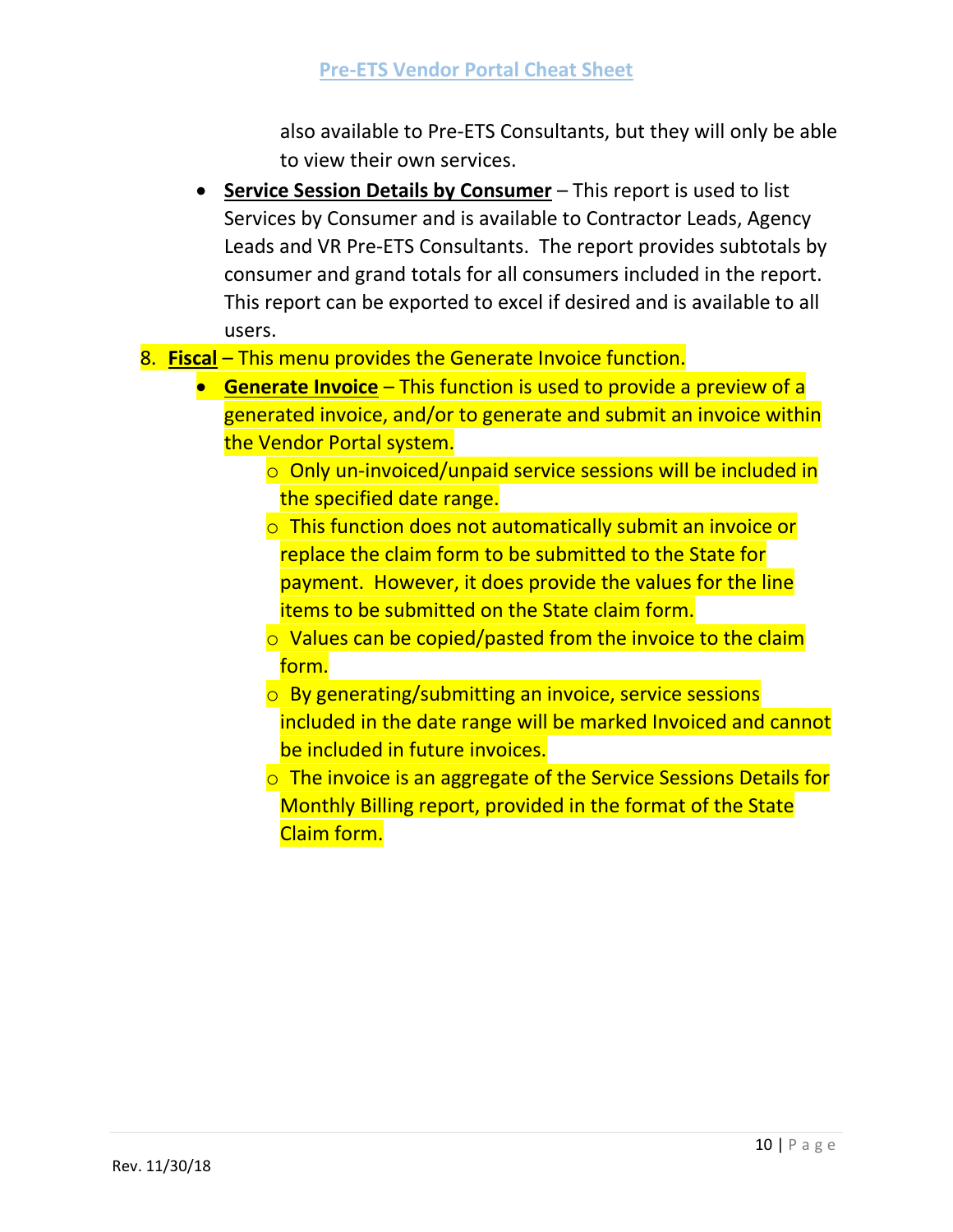also available to Pre-ETS Consultants, but they will only be able to view their own services.

- **Service Session Details by Consumer** – This report is used to list Services by Consumer and is available to Contractor Leads, Agency Leads and VR Pre-ETS Consultants. The report provides subtotals by consumer and grand totals for all consumers included in the report. This report can be exported to excel if desired and is available to all users.

8. **Fiscal** – This menu provides the Generate Invoice function.
    - **Generate Invoice** – This function is used to provide a preview of a generated invoice, and/or to generate and submit an invoice within the Vendor Portal system.
        - Only un-invoiced/unpaid service sessions will be included in the specified date range.
        - This function does not automatically submit an invoice or replace the claim form to be submitted to the State for payment. However, it does provide the values for the line items to be submitted on the State claim form.
        - Values can be copied/pasted from the invoice to the claim form.
        - By generating/submitting an invoice, service sessions included in the date range will be marked Invoiced and cannot be included in future invoices.
        - The invoice is an aggregate of the Service Sessions Details for Monthly Billing report, provided in the format of the State Claim form.